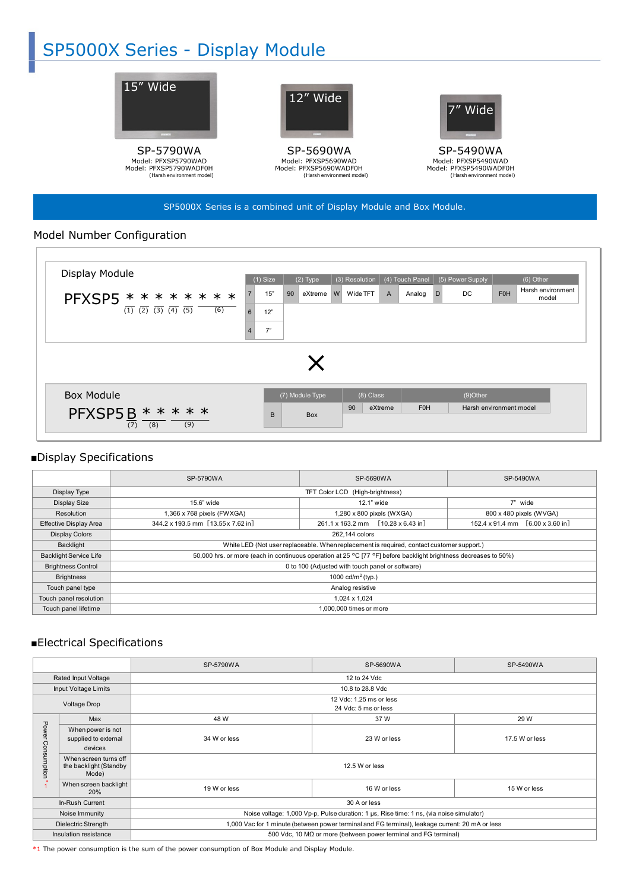# SP5000X Series - Display Module

15" Wide

**SP-5790WA**
Model: PFXSP5790WAD
Model: PFXSP5790WADF0H
(Harsh environment model)

12" Wide

**SP-5690WA**
Model: PFXSP5690WAD
Model: PFXSP5690WADF0H
(Harsh environment model)

7" Wide

**SP-5490WA**
Model: PFXSP5490WAD
Model: PFXSP5490WADF0H
(Harsh environment model)

SP5000X Series is a combined unit of Display Module and Box Module.

## Model Number Configuration

### Display Module

PFXSP5 * * * * * * * *
(1) (2) (3) (4) (5) (6)

| (1) Size | | (2) Type | | (3) Resolution | | (4) Touch Panel | | (5) Power Supply | | (6) Other | |
|---|---|---|---|---|---|---|---|---|---|---|---|
| 7 | 15" | 90 | eXtreme | W | Wide TFT | A | Analog | D | DC | F0H | Harsh environment model |
| 6 | 12" | | | | | | | | | | |
| 4 | 7" | | | | | | | | | | |

×

### Box Module

PFXSP5 B * * * * *
(7) (8) (9)

| (7) Module Type | | (8) Class | | (9)Other | |
|---|---|---|---|---|---|
| B | Box | 90 | eXtreme | F0H | Harsh environment model |

## ■Display Specifications

| | SP-5790WA | SP-5690WA | SP-5490WA |
|---|---|---|---|
| Display Type | TFT Color LCD (High-brightness) | | |
| Display Size | 15.6" wide | 12.1" wide | 7" wide |
| Resolution | 1,366 x 768 pixels (FWXGA) | 1,280 x 800 pixels (WXGA) | 800 x 480 pixels (WVGA) |
| Effective Display Area | 344.2 x 193.5 mm [13.55 x 7.62 in] | 261.1 x 163.2 mm [10.28 x 6.43 in] | 152.4 x 91.4 mm [6.00 x 3.60 in] |
| Display Colors | 262,144 colors | | |
| Backlight | White LED (Not user replaceable. When replacement is required, contact customer support.) | | |
| Backlight Service Life | 50,000 hrs. or more (each in continuous operation at 25 °C [77 °F] before backlight brightness decreases to 50%) | | |
| Brightness Control | 0 to 100 (Adjusted with touch panel or software) | | |
| Brightness | 1000 cd/m$^2$ (typ.) | | |
| Touch panel type | Analog resistive | | |
| Touch panel resolution | 1,024 x 1,024 | | |
| Touch panel lifetime | 1,000,000 times or more | | |

## ■Electrical Specifications

| | | SP-5790WA | SP-5690WA | SP-5490WA |
|---|---|---|---|---|
| Rated Input Voltage | | 12 to 24 Vdc | | |
| Input Voltage Limits | | 10.8 to 28.8 Vdc | | |
| Voltage Drop | | 12 Vdc: 1.25 ms or less<br>24 Vdc: 5 ms or less | | |
| Power Consumption *1 | Max | 48 W | 37 W | 29 W |
| | When power is not supplied to external devices | 34 W or less | 23 W or less | 17.5 W or less |
| | When screen turns off the backlight (Standby Mode) | 12.5 W or less | | |
| | When screen backlight 20% | 19 W or less | 16 W or less | 15 W or less |
| In-Rush Current | | 30 A or less | | |
| Noise Immunity | | Noise voltage: 1,000 Vp-p, Pulse duration: 1 µs, Rise time: 1 ns, (via noise simulator) | | |
| Dielectric Strength | | 1,000 Vac for 1 minute (between power terminal and FG terminal), leakage current: 20 mA or less | | |
| Insulation resistance | | 500 Vdc, 10 MΩ or more (between power terminal and FG terminal) | | |

*1 The power consumption is the sum of the power consumption of Box Module and Display Module.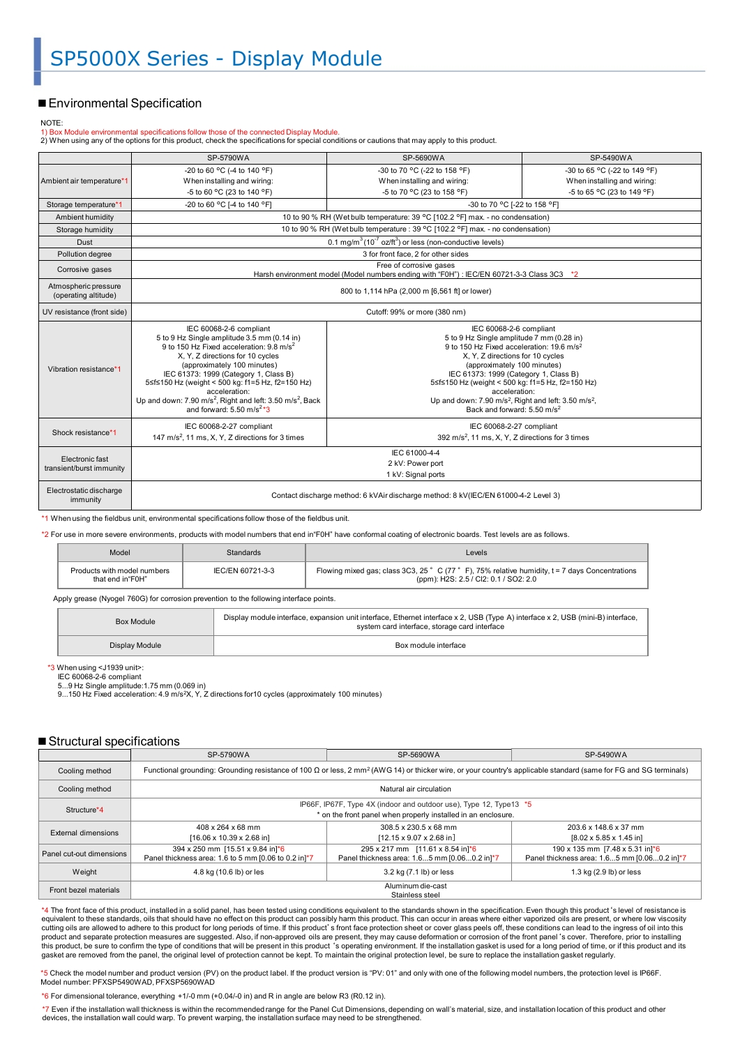# SP5000X Series - Display Module

## ■ Environmental Specification

NOTE:
1) Box Module environmental specifications follow those of the connected Display Module.
2) When using any of the options for this product, check the specifications for special conditions or cautions that may apply to this product.

| | SP-5790WA | SP-5690WA | SP-5490WA |
|---|---|---|---|
| Ambient air temperature*1 | -20 to 60 °C (-4 to 140 °F)<br>When installing and wiring:<br>-5 to 60 °C (23 to 140 °F) | -30 to 70 °C (-22 to 158 °F)<br>When installing and wiring:<br>-5 to 70 °C (23 to 158 °F) | -30 to 65 °C (-22 to 149 °F)<br>When installing and wiring:<br>-5 to 65 °C (23 to 149 °F) |
| Storage temperature*1 | -20 to 60 °C [-4 to 140 °F] | -30 to 70 °C [-22 to 158 °F] | |
| Ambient humidity | 10 to 90 % RH (Wet bulb temperature: 39 °C [102.2 °F] max. - no condensation) | | |
| Storage humidity | 10 to 90 % RH (Wet bulb temperature : 39 °C [102.2 °F] max. - no condensation) | | |
| Dust | 0.1 mg/m$^3$ (10$^{-7}$ oz/ft$^3$) or less (non-conductive levels) | | |
| Pollution degree | 3 for front face, 2 for other sides | | |
| Corrosive gases | Free of corrosive gases<br>Harsh environment model (Model numbers ending with "F0H") : IEC/EN 60721-3-3 Class 3C3 *2 | | |
| Atmospheric pressure (operating altitude) | 800 to 1,114 hPa (2,000 m [6,561 ft] or lower) | | |
| UV resistance (front side) | Cutoff: 99% or more (380 nm) | | |
| Vibration resistance*1 | IEC 60068-2-6 compliant<br>5 to 9 Hz Single amplitude 3.5 mm (0.14 in)<br>9 to 150 Hz Fixed acceleration: 9.8 m/s$^2$<br>X, Y, Z directions for 10 cycles<br>(approximately 100 minutes)<br>IEC 61373: 1999 (Category 1, Class B)<br>5≤f≤150 Hz (weight < 500 kg: f1=5 Hz, f2=150 Hz)<br>acceleration:<br>Up and down: 7.90 m/s$^2$, Right and left: 3.50 m/s$^2$, Back and forward: 5.50 m/s$^2$ *3 | IEC 60068-2-6 compliant<br>5 to 9 Hz Single amplitude 7 mm (0.28 in)<br>9 to 150 Hz Fixed acceleration: 19.6 m/s$^2$<br>X, Y, Z directions for 10 cycles<br>(approximately 100 minutes)<br>IEC 61373: 1999 (Category 1, Class B)<br>5≤f≤150 Hz (weight < 500 kg: f1=5 Hz, f2=150 Hz)<br>acceleration:<br>Up and down: 7.90 m/s$^2$, Right and left: 3.50 m/s$^2$,<br>Back and forward: 5.50 m/s$^2$ | |
| Shock resistance*1 | IEC 60068-2-27 compliant<br>147 m/s$^2$, 11 ms, X, Y, Z directions for 3 times | IEC 60068-2-27 compliant<br>392 m/s$^2$, 11 ms, X, Y, Z directions for 3 times | |
| Electronic fast transient/burst immunity | IEC 61000-4-4<br>2 kV: Power port<br>1 kV: Signal ports | | |
| Electrostatic discharge immunity | Contact discharge method: 6 kVAir discharge method: 8 kV(IEC/EN 61000-4-2 Level 3) | | |

*1 When using the fieldbus unit, environmental specifications follow those of the fieldbus unit.

*2 For use in more severe environments, products with model numbers that end in"F0H" have conformal coating of electronic boards. Test levels are as follows.

| Model | Standards | Levels |
|---|---|---|
| Products with model numbers that end in"F0H" | IEC/EN 60721-3-3 | Flowing mixed gas; class 3C3, 25° C (77° F), 75% relative humidity, t = 7 days Concentrations (ppm): H2S: 2.5 / Cl2: 0.1 / SO2: 2.0 |

Apply grease (Nyogel 760G) for corrosion prevention to the following interface points.

| | |
|---|---|
| Box Module | Display module interface, expansion unit interface, Ethernet interface x 2, USB (Type A) interface x 2, USB (mini-B) interface, system card interface, storage card interface |
| Display Module | Box module interface |

*3 When using <J1939 unit>:
IEC 60068-2-6 compliant
5...9 Hz Single amplitude:1.75 mm (0.069 in)
9...150 Hz Fixed acceleration: 4.9 m/s²X, Y, Z directions for10 cycles (approximately 100 minutes)

## ■ Structural specifications

| | SP-5790WA | SP-5690WA | SP-5490WA |
|---|---|---|---|
| Cooling method | Functional grounding: Grounding resistance of 100 Ω or less, 2 mm$^2$ (AWG 14) or thicker wire, or your country's applicable standard (same for FG and SG terminals) | | |
| Cooling method | Natural air circulation | | |
| Structure*4 | IP66F, IP67F, Type 4X (indoor and outdoor use), Type 12, Type13 *5<br>* on the front panel when properly installed in an enclosure. | | |
| External dimensions | 408 x 264 x 68 mm<br>[16.06 x 10.39 x 2.68 in] | 308.5 x 230.5 x 68 mm<br>[12.15 x 9.07 x 2.68 in] | 203.6 x 148.6 x 37 mm<br>[8.02 x 5.85 x 1.45 in] |
| Panel cut-out dimensions | 394 x 250 mm [15.51 x 9.84 in]*6<br>Panel thickness area: 1.6 to 5 mm [0.06 to 0.2 in]*7 | 295 x 217 mm [11.61 x 8.54 in]*6<br>Panel thickness area: 1.6...5 mm [0.06...0.2 in]*7 | 190 x 135 mm [7.48 x 5.31 in]*6<br>Panel thickness area: 1.6...5 mm [0.06...0.2 in]*7 |
| Weight | 4.8 kg (10.6 lb) or les | 3.2 kg (7.1 lb) or less | 1.3 kg (2.9 lb) or less |
| Front bezel materials | Aluminum die-cast<br>Stainless steel | | |

*4 The front face of this product, installed in a solid panel, has been tested using conditions equivalent to the standards shown in the specification. Even though this product's level of resistance is equivalent to these standards, oils that should have no effect on this product can possibly harm this product. This can occur in areas where either vaporized oils are present, or where low viscosity cutting oils are allowed to adhere to this product for long periods of time. If this product's front face protection sheet or cover glass peels off, these conditions can lead to the ingress of oil into this product and separate protection measures are suggested. Also, if non-approved oils are present, they may cause deformation or corrosion of the front panel's cover. Therefore, prior to installing this product, be sure to confirm the type of conditions that will be present in this product's operating environment. If the installation gasket is used for a long period of time, or if this product and its gasket are removed from the panel, the original level of protection cannot be kept. To maintain the original protection level, be sure to replace the installation gasket regularly.

*5 Check the model number and product version (PV) on the product label. If the product version is "PV: 01" and only with one of the following model numbers, the protection level is IP66F. Model number: PFXSP5490WAD, PFXSP5690WAD

*6 For dimensional tolerance, everything +1/-0 mm (+0.04/-0 in) and R in angle are below R3 (R0.12 in).

*7 Even if the installation wall thickness is within the recommended range for the Panel Cut Dimensions, depending on wall's material, size, and installation location of this product and other devices, the installation wall could warp. To prevent warping, the installation surface may need to be strengthened.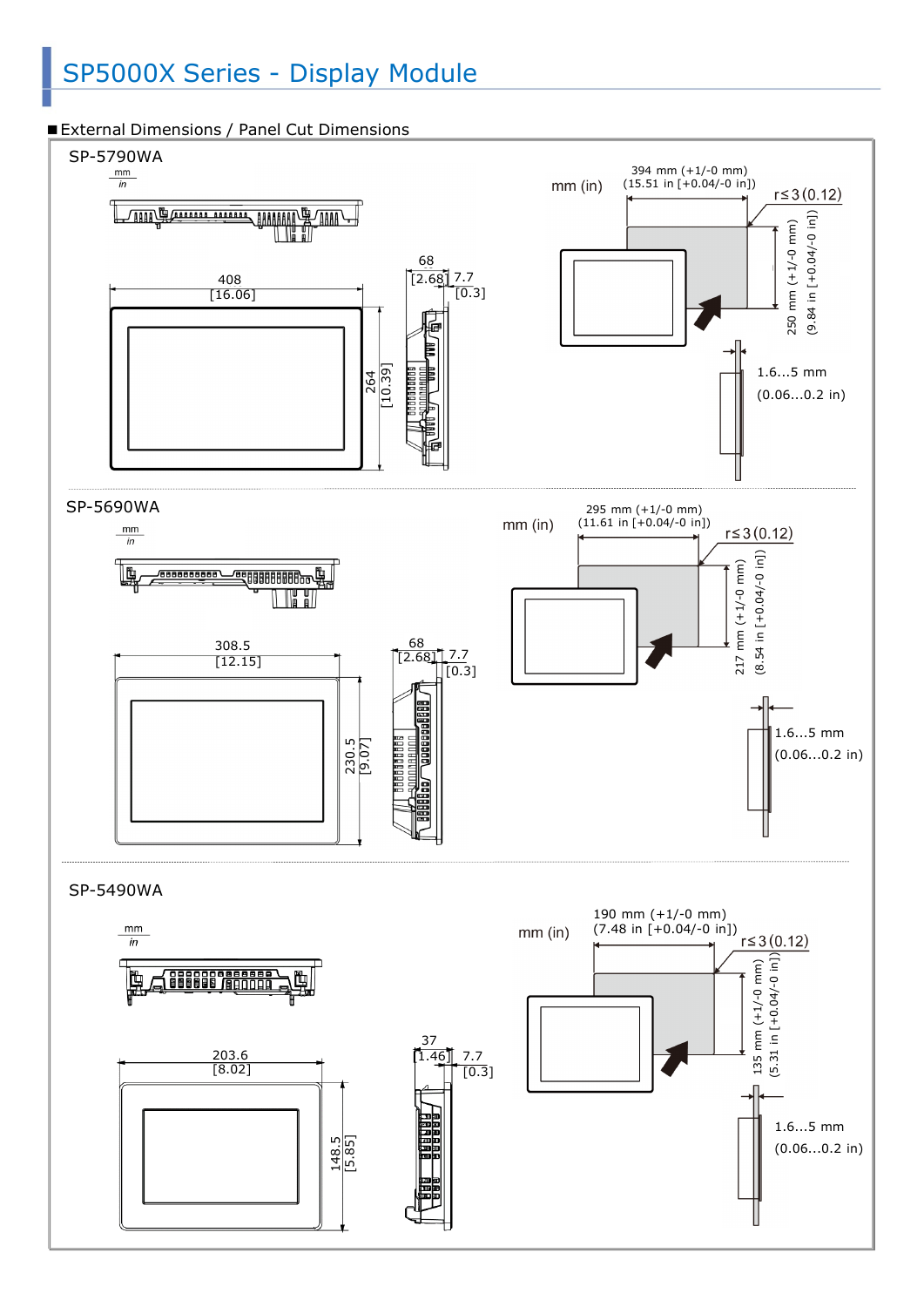# SP5000X Series - Display Module

## External Dimensions / Panel Cut Dimensions

### SP-5790WA

mm / in

408 [16.06]

264 [10.39]

68 [2.68]

7.7 [0.3]

mm (in)

394 mm (+1/-0 mm) (15.51 in [+0.04/-0 in])

250 mm (+1/-0 mm) (9.84 in [+0.04/-0 in])

r≤3 (0.12)

1.6...5 mm (0.06...0.2 in)

### SP-5690WA

mm / in

308.5 [12.15]

230.5 [9.07]

68 [2.68]

7.7 [0.3]

mm (in)

295 mm (+1/-0 mm) (11.61 in [+0.04/-0 in])

217 mm (+1/-0 mm) (8.54 in [+0.04/-0 in])

r≤3 (0.12)

1.6...5 mm (0.06...0.2 in)

### SP-5490WA

mm / in

203.6 [8.02]

148.5 [5.85]

37 [1.46]

7.7 [0.3]

mm (in)

190 mm (+1/-0 mm) (7.48 in [+0.04/-0 in])

135 mm (+1/-0 mm) (5.31 in [+0.04/-0 in])

r≤3 (0.12)

1.6...5 mm (0.06...0.2 in)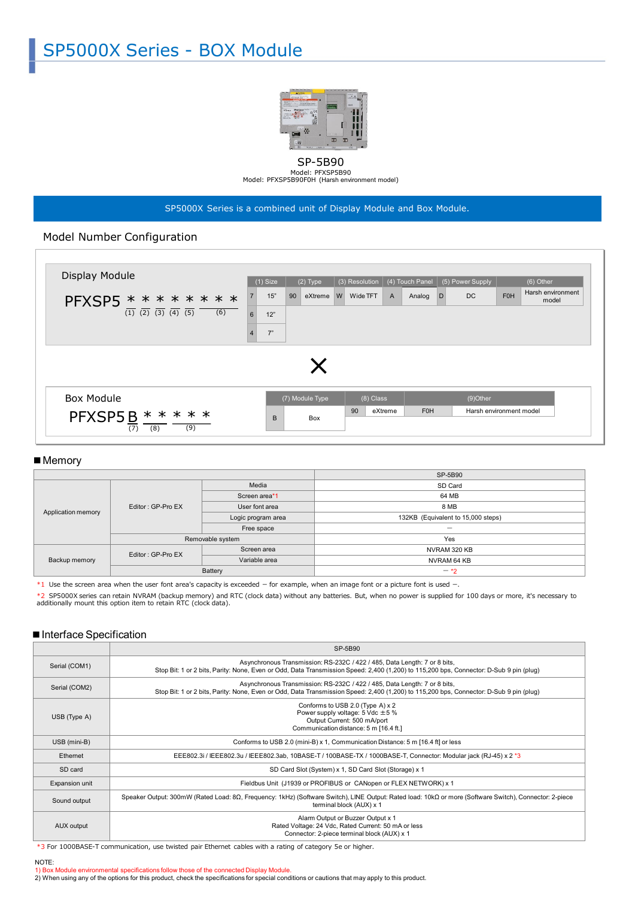# SP5000X Series - BOX Module

SP-5B90
Model: PFXSP5B90
Model: PFXSP5B90F0H (Harsh environment model)

SP5000X Series is a combined unit of Display Module and Box Module.

## Model Number Configuration

### Display Module

PFXSP5 * * * * * * * *
(1) (2) (3) (4) (5) (6)

| (1) Size | | (2) Type | | (3) Resolution | | (4) Touch Panel | | (5) Power Supply | | (6) Other | |
|---|---|---|---|---|---|---|---|---|---|---|---|
| 7 | 15" | 90 | eXtreme | W | Wide TFT | A | Analog | D | DC | F0H | Harsh environment model |
| 6 | 12" | | | | | | | | | | |
| 4 | 7" | | | | | | | | | | |

×

### Box Module

PFXSP5 B * * * * *
(7) (8) (9)

| (7) Module Type | | (8) Class | | (9)Other | |
|---|---|---|---|---|---|
| B | Box | 90 | eXtreme | F0H | Harsh environment model |

## ■ Memory

| | | | SP-5B90 |
|---|---|---|---|
| Application memory | Editor : GP-Pro EX | Media | SD Card |
| | | Screen area*1 | 64 MB |
| | | User font area | 8 MB |
| | | Logic program area | 132KB (Equivalent to 15,000 steps) |
| | | Free space | – |
| | Removable system | | Yes |
| Backup memory | Editor : GP-Pro EX | Screen area | NVRAM 320 KB |
| | | Variable area | NVRAM 64 KB |
| | Battery | | – *2 |

*1 Use the screen area when the user font area's capacity is exceeded – for example, when an image font or a picture font is used –.

*2 SP5000X series can retain NVRAM (backup memory) and RTC (clock data) without any batteries. But, when no power is supplied for 100 days or more, it's necessary to additionally mount this option item to retain RTC (clock data).

## ■ Interface Specification

| | SP-5B90 |
|---|---|
| Serial (COM1) | Asynchronous Transmission: RS-232C / 422 / 485, Data Length: 7 or 8 bits, Stop Bit: 1 or 2 bits, Parity: None, Even or Odd, Data Transmission Speed: 2,400 (1,200) to 115,200 bps, Connector: D-Sub 9 pin (plug) |
| Serial (COM2) | Asynchronous Transmission: RS-232C / 422 / 485, Data Length: 7 or 8 bits, Stop Bit: 1 or 2 bits, Parity: None, Even or Odd, Data Transmission Speed: 2,400 (1,200) to 115,200 bps, Connector: D-Sub 9 pin (plug) |
| USB (Type A) | Conforms to USB 2.0 (Type A) x 2<br>Power supply voltage: 5 Vdc ±5 %<br>Output Current: 500 mA/port<br>Communication distance: 5 m [16.4 ft.] |
| USB (mini-B) | Conforms to USB 2.0 (mini-B) x 1, Communication Distance: 5 m [16.4 ft] or less |
| Ethernet | EEE802.3i / IEEE802.3u / IEEE802.3ab, 10BASE-T / 100BASE-TX / 1000BASE-T, Connector: Modular jack (RJ-45) x 2 *3 |
| SD card | SD Card Slot (System) x 1, SD Card Slot (Storage) x 1 |
| Expansion unit | Fieldbus Unit (J1939 or PROFIBUS or CANopen or FLEX NETWORK) x 1 |
| Sound output | Speaker Output: 300mW (Rated Load: 8Ω, Frequency: 1kHz) (Software Switch), LINE Output: Rated load: 10kΩ or more (Software Switch), Connector: 2-piece terminal block (AUX) x 1 |
| AUX output | Alarm Output or Buzzer Output x 1<br>Rated Voltage: 24 Vdc, Rated Current: 50 mA or less<br>Connector: 2-piece terminal block (AUX) x 1 |

*3 For 1000BASE-T communication, use twisted pair Ethernet cables with a rating of category 5e or higher.

NOTE:
1) Box Module environmental specifications follow those of the connected Display Module.
2) When using any of the options for this product, check the specifications for special conditions or cautions that may apply to this product.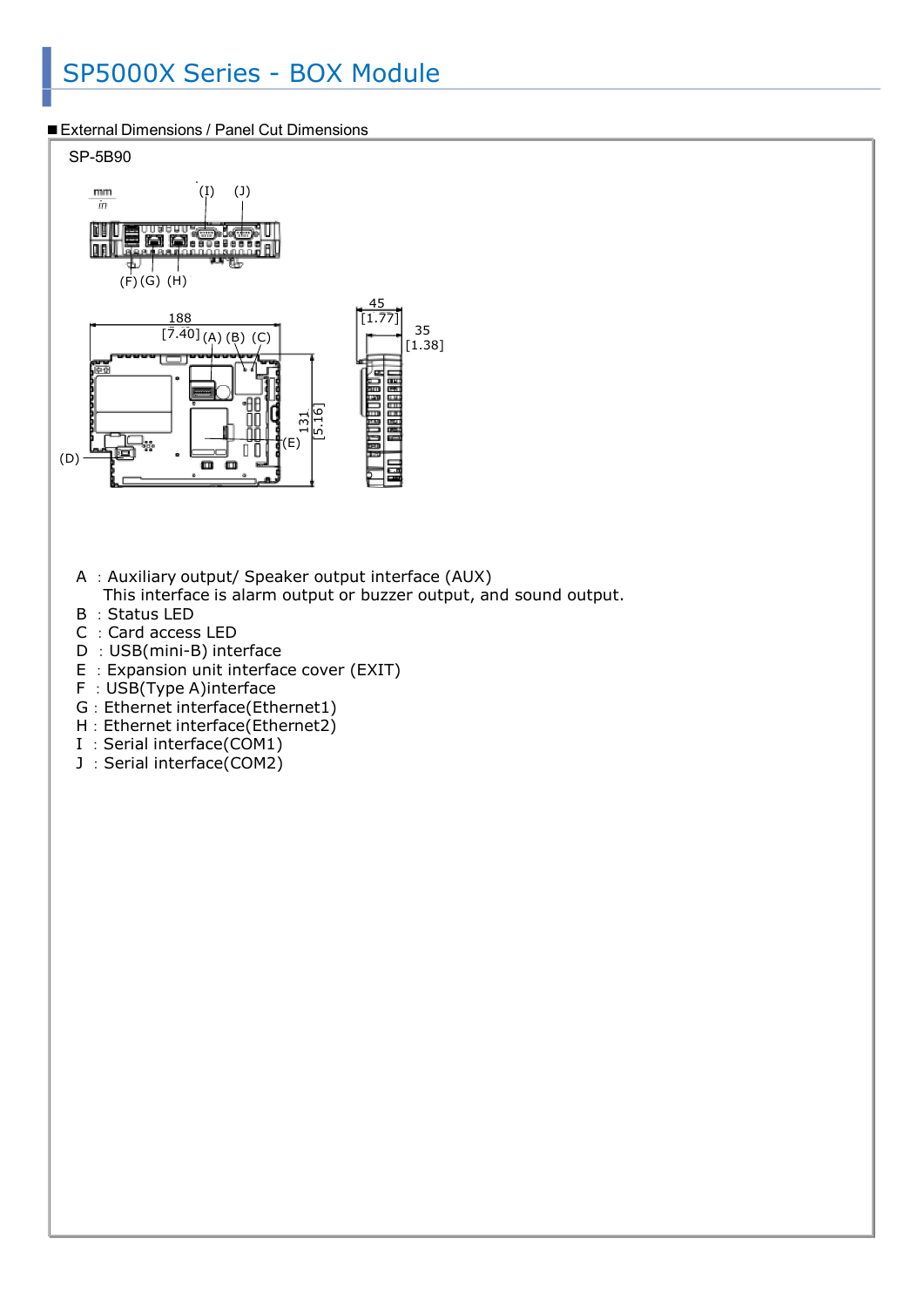# SP5000X Series - BOX Module

■ External Dimensions / Panel Cut Dimensions

SP-5B90

mm
in

(I) (J)

(F) (G) (H)

188
[7.40]

(A) (B) (C)

(D)

(E)

131
[5.16]

45
[1.77]

35
[1.38]

A : Auxiliary output/ Speaker output interface (AUX)
This interface is alarm output or buzzer output, and sound output.

B : Status LED

C : Card access LED

D : USB(mini-B) interface

E : Expansion unit interface cover (EXIT)

F : USB(Type A)interface

G : Ethernet interface(Ethernet1)

H : Ethernet interface(Ethernet2)

I : Serial interface(COM1)

J : Serial interface(COM2)